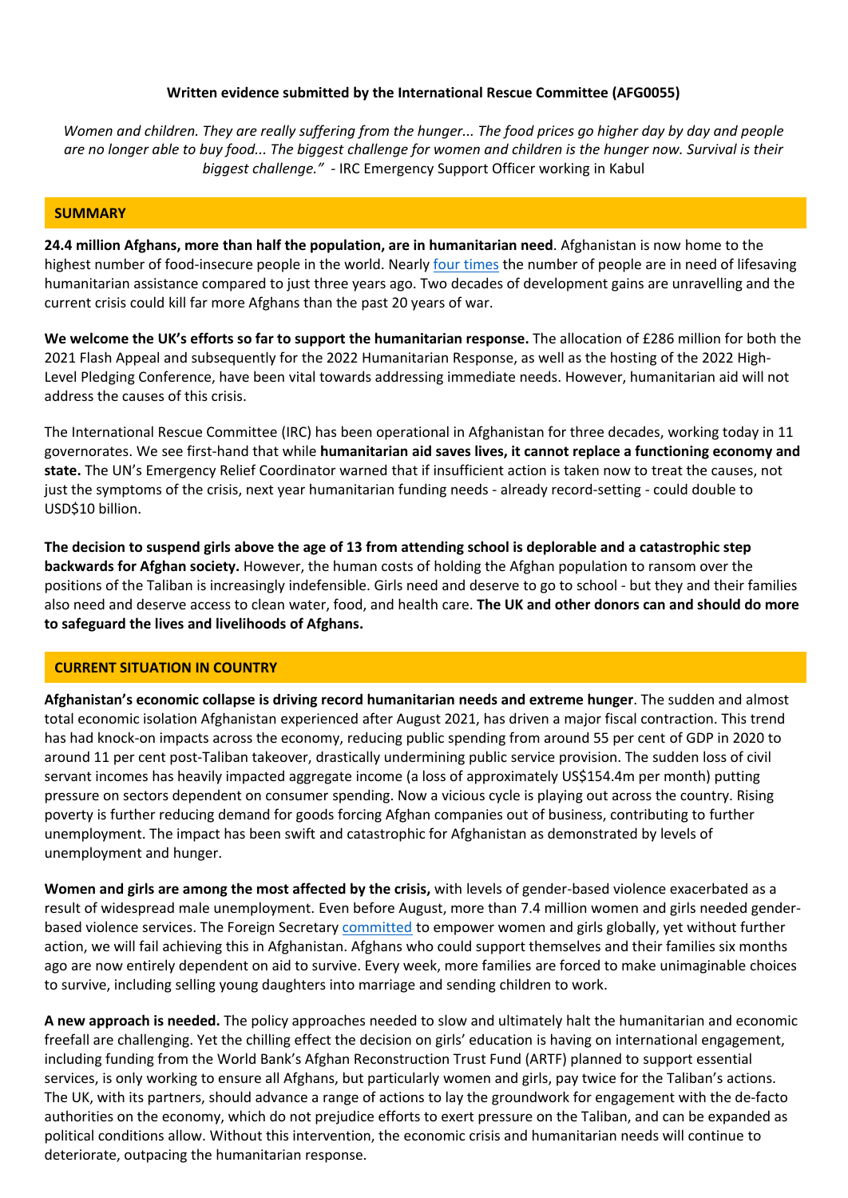**Written evidence submitted by the International Rescue Committee (AFG0055)**

*Women and children. They are really suffering from the hunger... The food prices go higher day by day and people are no longer able to buy food... The biggest challenge for women and children is the hunger now. Survival is their biggest challenge."* - IRC Emergency Support Officer working in Kabul

## SUMMARY

**24.4 million Afghans, more than half the population, are in humanitarian need**. Afghanistan is now home to the highest number of food-insecure people in the world. Nearly four times the number of people are in need of lifesaving humanitarian assistance compared to just three years ago. Two decades of development gains are unravelling and the current crisis could kill far more Afghans than the past 20 years of war.

**We welcome the UK's efforts so far to support the humanitarian response.** The allocation of £286 million for both the 2021 Flash Appeal and subsequently for the 2022 Humanitarian Response, as well as the hosting of the 2022 High-Level Pledging Conference, have been vital towards addressing immediate needs. However, humanitarian aid will not address the causes of this crisis.

The International Rescue Committee (IRC) has been operational in Afghanistan for three decades, working today in 11 governorates. We see first-hand that while **humanitarian aid saves lives, it cannot replace a functioning economy and state.** The UN's Emergency Relief Coordinator warned that if insufficient action is taken now to treat the causes, not just the symptoms of the crisis, next year humanitarian funding needs - already record-setting - could double to USD$10 billion.

**The decision to suspend girls above the age of 13 from attending school is deplorable and a catastrophic step backwards for Afghan society.** However, the human costs of holding the Afghan population to ransom over the positions of the Taliban is increasingly indefensible. Girls need and deserve to go to school - but they and their families also need and deserve access to clean water, food, and health care. **The UK and other donors can and should do more to safeguard the lives and livelihoods of Afghans.**

## CURRENT SITUATION IN COUNTRY

**Afghanistan's economic collapse is driving record humanitarian needs and extreme hunger**. The sudden and almost total economic isolation Afghanistan experienced after August 2021, has driven a major fiscal contraction. This trend has had knock-on impacts across the economy, reducing public spending from around 55 per cent of GDP in 2020 to around 11 per cent post-Taliban takeover, drastically undermining public service provision. The sudden loss of civil servant incomes has heavily impacted aggregate income (a loss of approximately US$154.4m per month) putting pressure on sectors dependent on consumer spending. Now a vicious cycle is playing out across the country. Rising poverty is further reducing demand for goods forcing Afghan companies out of business, contributing to further unemployment. The impact has been swift and catastrophic for Afghanistan as demonstrated by levels of unemployment and hunger.

**Women and girls are among the most affected by the crisis,** with levels of gender-based violence exacerbated as a result of widespread male unemployment. Even before August, more than 7.4 million women and girls needed gender-based violence services. The Foreign Secretary committed to empower women and girls globally, yet without further action, we will fail achieving this in Afghanistan. Afghans who could support themselves and their families six months ago are now entirely dependent on aid to survive. Every week, more families are forced to make unimaginable choices to survive, including selling young daughters into marriage and sending children to work.

**A new approach is needed.** The policy approaches needed to slow and ultimately halt the humanitarian and economic freefall are challenging. Yet the chilling effect the decision on girls' education is having on international engagement, including funding from the World Bank's Afghan Reconstruction Trust Fund (ARTF) planned to support essential services, is only working to ensure all Afghans, but particularly women and girls, pay twice for the Taliban's actions. The UK, with its partners, should advance a range of actions to lay the groundwork for engagement with the de-facto authorities on the economy, which do not prejudice efforts to exert pressure on the Taliban, and can be expanded as political conditions allow. Without this intervention, the economic crisis and humanitarian needs will continue to deteriorate, outpacing the humanitarian response.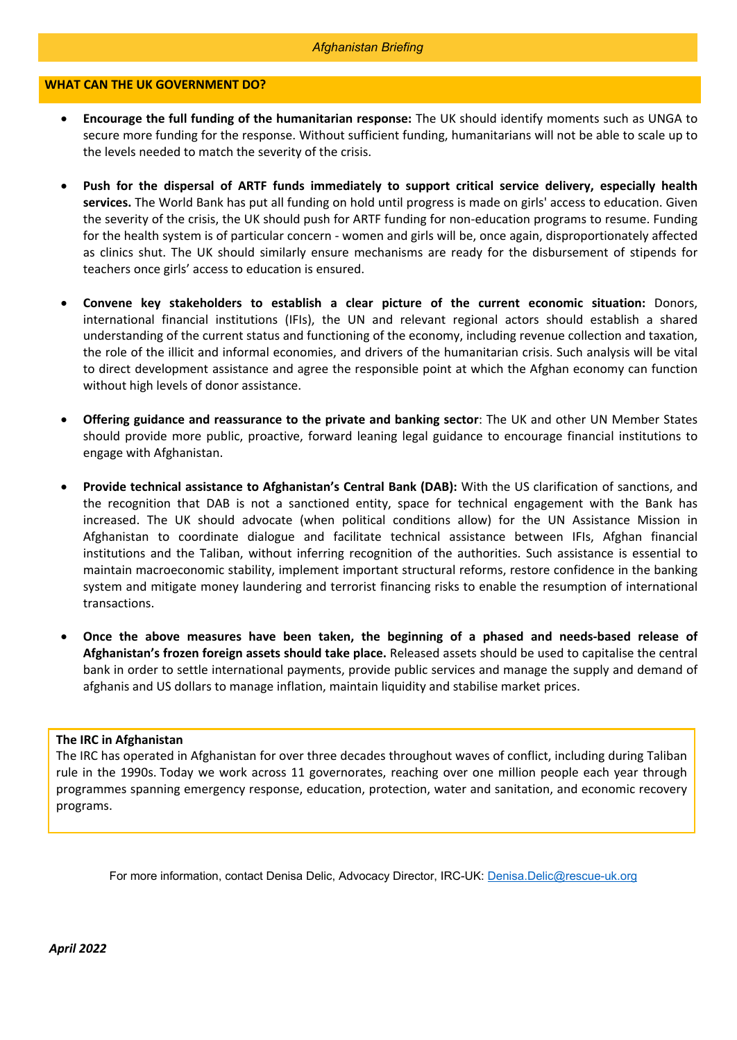## WHAT CAN THE UK GOVERNMENT DO?

- **Encourage the full funding of the humanitarian response:** The UK should identify moments such as UNGA to secure more funding for the response. Without sufficient funding, humanitarians will not be able to scale up to the levels needed to match the severity of the crisis.

- **Push for the dispersal of ARTF funds immediately to support critical service delivery, especially health services.** The World Bank has put all funding on hold until progress is made on girls' access to education. Given the severity of the crisis, the UK should push for ARTF funding for non-education programs to resume. Funding for the health system is of particular concern - women and girls will be, once again, disproportionately affected as clinics shut. The UK should similarly ensure mechanisms are ready for the disbursement of stipends for teachers once girls' access to education is ensured.

- **Convene key stakeholders to establish a clear picture of the current economic situation:** Donors, international financial institutions (IFIs), the UN and relevant regional actors should establish a shared understanding of the current status and functioning of the economy, including revenue collection and taxation, the role of the illicit and informal economies, and drivers of the humanitarian crisis. Such analysis will be vital to direct development assistance and agree the responsible point at which the Afghan economy can function without high levels of donor assistance.

- **Offering guidance and reassurance to the private and banking sector**: The UK and other UN Member States should provide more public, proactive, forward leaning legal guidance to encourage financial institutions to engage with Afghanistan.

- **Provide technical assistance to Afghanistan's Central Bank (DAB):** With the US clarification of sanctions, and the recognition that DAB is not a sanctioned entity, space for technical engagement with the Bank has increased. The UK should advocate (when political conditions allow) for the UN Assistance Mission in Afghanistan to coordinate dialogue and facilitate technical assistance between IFIs, Afghan financial institutions and the Taliban, without inferring recognition of the authorities. Such assistance is essential to maintain macroeconomic stability, implement important structural reforms, restore confidence in the banking system and mitigate money laundering and terrorist financing risks to enable the resumption of international transactions.

- **Once the above measures have been taken, the beginning of a phased and needs-based release of Afghanistan's frozen foreign assets should take place.** Released assets should be used to capitalise the central bank in order to settle international payments, provide public services and manage the supply and demand of afghanis and US dollars to manage inflation, maintain liquidity and stabilise market prices.

**The IRC in Afghanistan**

The IRC has operated in Afghanistan for over three decades throughout waves of conflict, including during Taliban rule in the 1990s. Today we work across 11 governorates, reaching over one million people each year through programmes spanning emergency response, education, protection, water and sanitation, and economic recovery programs.

For more information, contact Denisa Delic, Advocacy Director, IRC-UK: Denisa.Delic@rescue-uk.org

***April 2022***